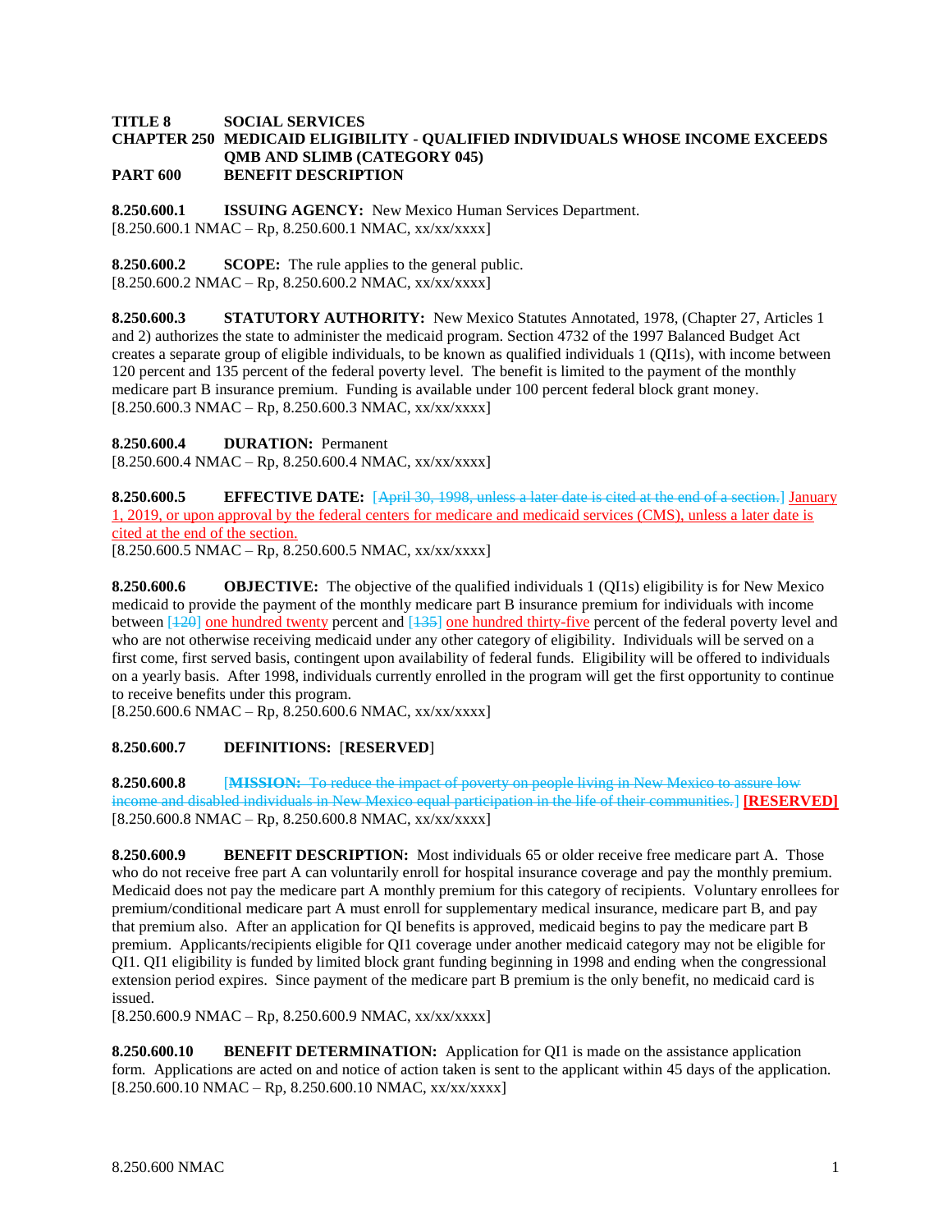**TITLE 8 SOCIAL SERVICES**
**CHAPTER 250 MEDICAID ELIGIBILITY - QUALIFIED INDIVIDUALS WHOSE INCOME EXCEEDS QMB AND SLIMB (CATEGORY 045)**
**PART 600 BENEFIT DESCRIPTION**

**8.250.600.1 ISSUING AGENCY:** New Mexico Human Services Department.
[8.250.600.1 NMAC – Rp, 8.250.600.1 NMAC, xx/xx/xxxx]

**8.250.600.2 SCOPE:** The rule applies to the general public.
[8.250.600.2 NMAC – Rp, 8.250.600.2 NMAC, xx/xx/xxxx]

**8.250.600.3 STATUTORY AUTHORITY:** New Mexico Statutes Annotated, 1978, (Chapter 27, Articles 1 and 2) authorizes the state to administer the medicaid program. Section 4732 of the 1997 Balanced Budget Act creates a separate group of eligible individuals, to be known as qualified individuals 1 (QI1s), with income between 120 percent and 135 percent of the federal poverty level. The benefit is limited to the payment of the monthly medicare part B insurance premium. Funding is available under 100 percent federal block grant money.
[8.250.600.3 NMAC – Rp, 8.250.600.3 NMAC, xx/xx/xxxx]

**8.250.600.4 DURATION:** Permanent
[8.250.600.4 NMAC – Rp, 8.250.600.4 NMAC, xx/xx/xxxx]

**8.250.600.5 EFFECTIVE DATE:** [~~April 30, 1998, unless a later date is cited at the end of a section.~~] January 1, 2019, or upon approval by the federal centers for medicare and medicaid services (CMS), unless a later date is cited at the end of the section.
[8.250.600.5 NMAC – Rp, 8.250.600.5 NMAC, xx/xx/xxxx]

**8.250.600.6 OBJECTIVE:** The objective of the qualified individuals 1 (QI1s) eligibility is for New Mexico medicaid to provide the payment of the monthly medicare part B insurance premium for individuals with income between [~~120~~] one hundred twenty percent and [~~135~~] one hundred thirty-five percent of the federal poverty level and who are not otherwise receiving medicaid under any other category of eligibility. Individuals will be served on a first come, first served basis, contingent upon availability of federal funds. Eligibility will be offered to individuals on a yearly basis. After 1998, individuals currently enrolled in the program will get the first opportunity to continue to receive benefits under this program.
[8.250.600.6 NMAC – Rp, 8.250.600.6 NMAC, xx/xx/xxxx]

**8.250.600.7 DEFINITIONS:** [**RESERVED**]

**8.250.600.8** [~~**MISSION:** To reduce the impact of poverty on people living in New Mexico to assure low income and disabled individuals in New Mexico equal participation in the life of their communities.~~] **[RESERVED]**
[8.250.600.8 NMAC – Rp, 8.250.600.8 NMAC, xx/xx/xxxx]

**8.250.600.9 BENEFIT DESCRIPTION:** Most individuals 65 or older receive free medicare part A. Those who do not receive free part A can voluntarily enroll for hospital insurance coverage and pay the monthly premium. Medicaid does not pay the medicare part A monthly premium for this category of recipients. Voluntary enrollees for premium/conditional medicare part A must enroll for supplementary medical insurance, medicare part B, and pay that premium also. After an application for QI benefits is approved, medicaid begins to pay the medicare part B premium. Applicants/recipients eligible for QI1 coverage under another medicaid category may not be eligible for QI1. QI1 eligibility is funded by limited block grant funding beginning in 1998 and ending when the congressional extension period expires. Since payment of the medicare part B premium is the only benefit, no medicaid card is issued.
[8.250.600.9 NMAC – Rp, 8.250.600.9 NMAC, xx/xx/xxxx]

**8.250.600.10 BENEFIT DETERMINATION:** Application for QI1 is made on the assistance application form. Applications are acted on and notice of action taken is sent to the applicant within 45 days of the application.
[8.250.600.10 NMAC – Rp, 8.250.600.10 NMAC, xx/xx/xxxx]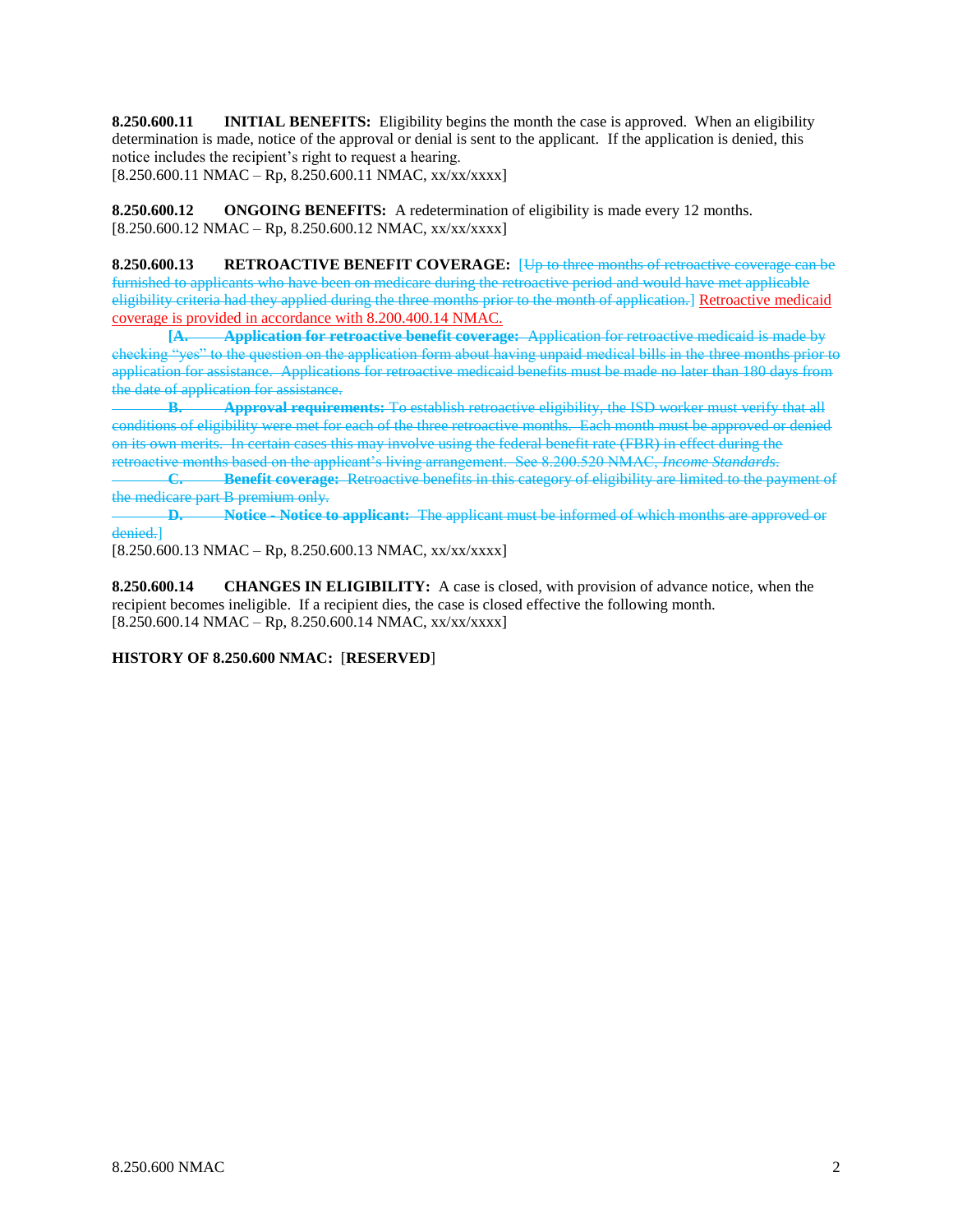**8.250.600.11 INITIAL BENEFITS:** Eligibility begins the month the case is approved. When an eligibility determination is made, notice of the approval or denial is sent to the applicant. If the application is denied, this notice includes the recipient's right to request a hearing.
[8.250.600.11 NMAC – Rp, 8.250.600.11 NMAC, xx/xx/xxxx]

**8.250.600.12 ONGOING BENEFITS:** A redetermination of eligibility is made every 12 months.
[8.250.600.12 NMAC – Rp, 8.250.600.12 NMAC, xx/xx/xxxx]

**8.250.600.13 RETROACTIVE BENEFIT COVERAGE:** [~~Up to three months of retroactive coverage can be furnished to applicants who have been on medicare during the retroactive period and would have met applicable eligibility criteria had they applied during the three months prior to the month of application.~~] Retroactive medicaid coverage is provided in accordance with 8.200.400.14 NMAC.

[~~**A. Application for retroactive benefit coverage:** Application for retroactive medicaid is made by checking "yes" to the question on the application form about having unpaid medical bills in the three months prior to application for assistance. Applications for retroactive medicaid benefits must be made no later than 180 days from the date of application for assistance.~~

~~**B. Approval requirements:** To establish retroactive eligibility, the ISD worker must verify that all conditions of eligibility were met for each of the three retroactive months. Each month must be approved or denied on its own merits. In certain cases this may involve using the federal benefit rate (FBR) in effect during the retroactive months based on the applicant's living arrangement. See 8.200.520 NMAC, *Income Standards*.~~

~~**C. Benefit coverage:** Retroactive benefits in this category of eligibility are limited to the payment of the medicare part B premium only.~~

~~**D. Notice - Notice to applicant:** The applicant must be informed of which months are approved or denied.~~]
[8.250.600.13 NMAC – Rp, 8.250.600.13 NMAC, xx/xx/xxxx]

**8.250.600.14 CHANGES IN ELIGIBILITY:** A case is closed, with provision of advance notice, when the recipient becomes ineligible. If a recipient dies, the case is closed effective the following month.
[8.250.600.14 NMAC – Rp, 8.250.600.14 NMAC, xx/xx/xxxx]

**HISTORY OF 8.250.600 NMAC:** [**RESERVED**]